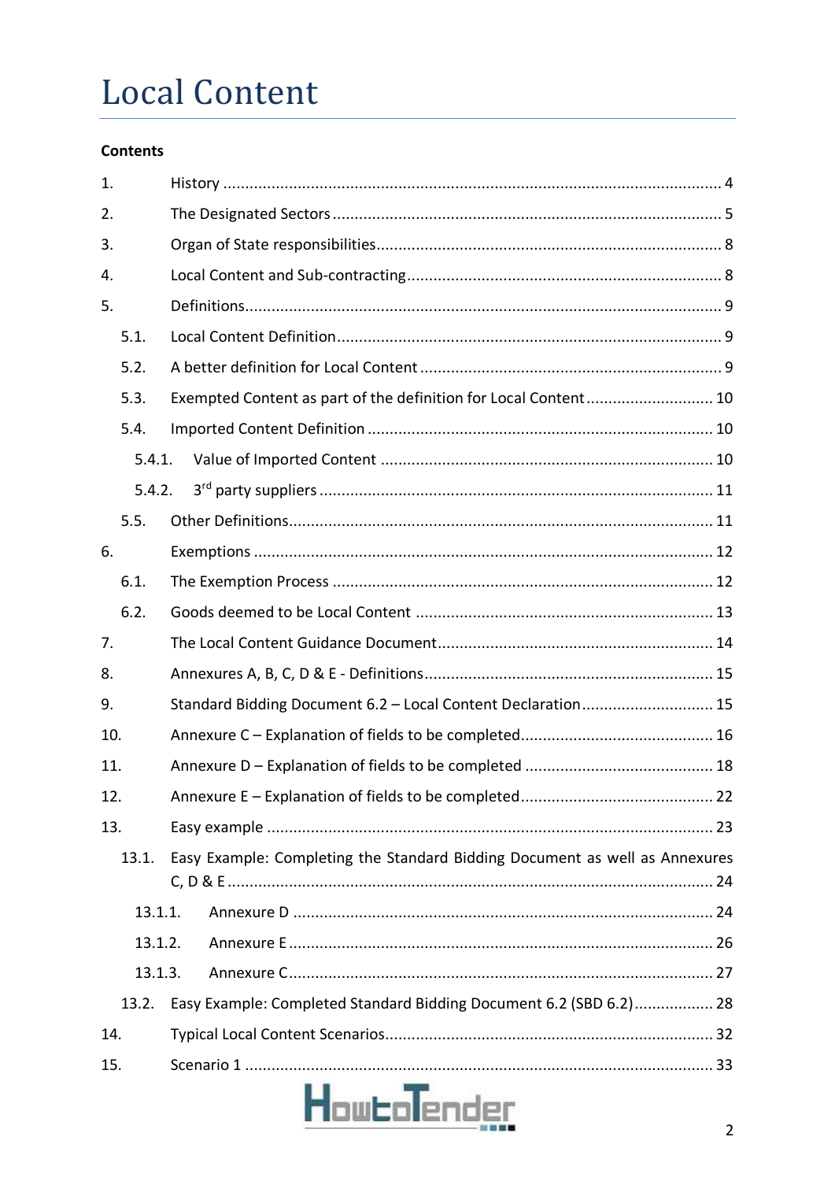# Local Content

**Contents**

1. History ........................................................................................................ 4
2. The Designated Sectors ................................................................................ 5
3. Organ of State responsibilities ...................................................................... 8
4. Local Content and Sub-contracting ............................................................... 8
5. Definitions .................................................................................................... 9
   - 5.1. Local Content Definition ....................................................................... 9
   - 5.2. A better definition for Local Content ..................................................... 9
   - 5.3. Exempted Content as part of the definition for Local Content ............... 10
   - 5.4. Imported Content Definition ................................................................ 10
     - 5.4.1. Value of Imported Content ............................................................ 10
     - 5.4.2. 3rd party suppliers ......................................................................... 11
   - 5.5. Other Definitions ................................................................................. 11
6. Exemptions ................................................................................................. 12
   - 6.1. The Exemption Process ........................................................................ 12
   - 6.2. Goods deemed to be Local Content ..................................................... 13
7. The Local Content Guidance Document ....................................................... 14
8. Annexures A, B, C, D & E - Definitions ......................................................... 15
9. Standard Bidding Document 6.2 – Local Content Declaration ........................ 15
10. Annexure C – Explanation of fields to be completed ...................................... 16
11. Annexure D – Explanation of fields to be completed ...................................... 18
12. Annexure E – Explanation of fields to be completed ...................................... 22
13. Easy example .............................................................................................. 23
    - 13.1. Easy Example: Completing the Standard Bidding Document as well as Annexures C, D & E ........................................................................................... 24
      - 13.1.1. Annexure D .................................................................................. 24
      - 13.1.2. Annexure E ................................................................................... 26
      - 13.1.3. Annexure C ................................................................................... 27
    - 13.2. Easy Example: Completed Standard Bidding Document 6.2 (SBD 6.2) ................. 28
14. Typical Local Content Scenarios .................................................................... 32
15. Scenario 1 .................................................................................................... 33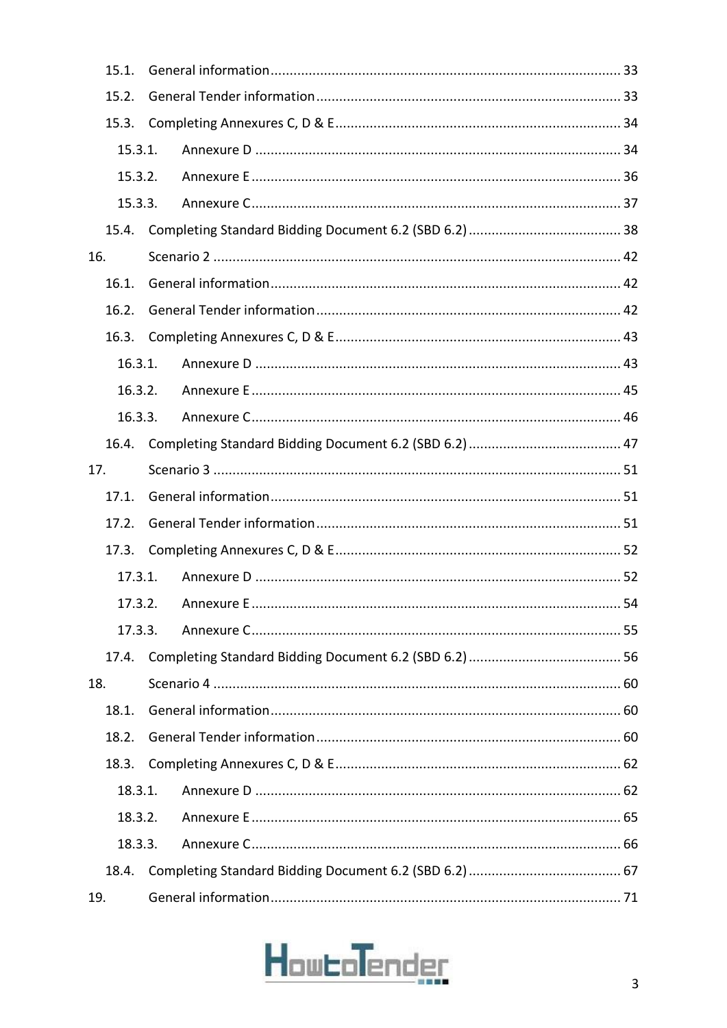15.1. General information ........................................................................................ 33

15.2. General Tender information ............................................................................... 33

15.3. Completing Annexures C, D & E .......................................................................... 34

15.3.1. Annexure D ............................................................................................... 34

15.3.2. Annexure E ............................................................................................... 36

15.3.3. Annexure C ............................................................................................... 37

15.4. Completing Standard Bidding Document 6.2 (SBD 6.2) ........................................ 38

16. Scenario 2 ........................................................................................................... 42

16.1. General information ........................................................................................ 42

16.2. General Tender information ............................................................................... 42

16.3. Completing Annexures C, D & E .......................................................................... 43

16.3.1. Annexure D ............................................................................................... 43

16.3.2. Annexure E ............................................................................................... 45

16.3.3. Annexure C ............................................................................................... 46

16.4. Completing Standard Bidding Document 6.2 (SBD 6.2) ........................................ 47

17. Scenario 3 ........................................................................................................... 51

17.1. General information ........................................................................................ 51

17.2. General Tender information ............................................................................... 51

17.3. Completing Annexures C, D & E .......................................................................... 52

17.3.1. Annexure D ............................................................................................... 52

17.3.2. Annexure E ............................................................................................... 54

17.3.3. Annexure C ............................................................................................... 55

17.4. Completing Standard Bidding Document 6.2 (SBD 6.2) ........................................ 56

18. Scenario 4 ........................................................................................................... 60

18.1. General information ........................................................................................ 60

18.2. General Tender information ............................................................................... 60

18.3. Completing Annexures C, D & E .......................................................................... 62

18.3.1. Annexure D ............................................................................................... 62

18.3.2. Annexure E ............................................................................................... 65

18.3.3. Annexure C ............................................................................................... 66

18.4. Completing Standard Bidding Document 6.2 (SBD 6.2) ........................................ 67

19. General information ................................................................................................ 71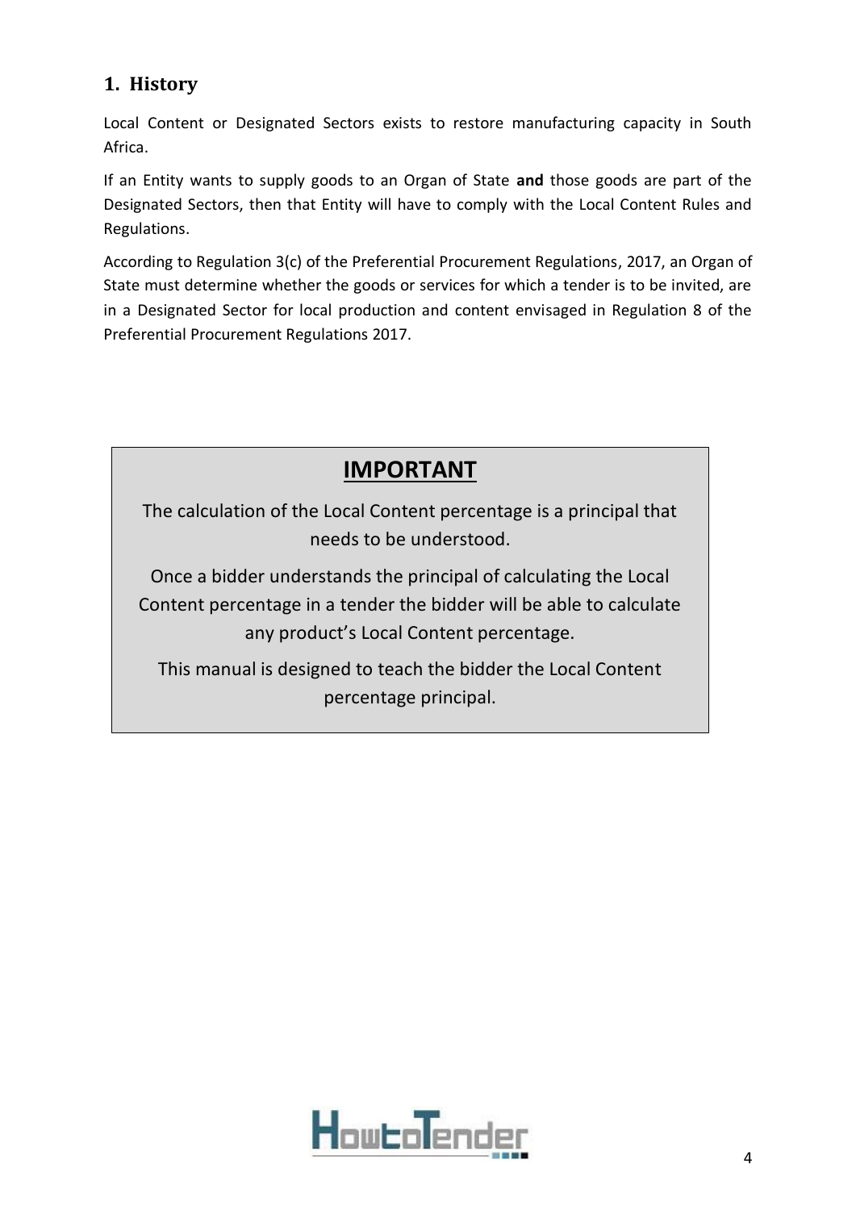## 1. History

Local Content or Designated Sectors exists to restore manufacturing capacity in South Africa.

If an Entity wants to supply goods to an Organ of State **and** those goods are part of the Designated Sectors, then that Entity will have to comply with the Local Content Rules and Regulations.

According to Regulation 3(c) of the Preferential Procurement Regulations, 2017, an Organ of State must determine whether the goods or services for which a tender is to be invited, are in a Designated Sector for local production and content envisaged in Regulation 8 of the Preferential Procurement Regulations 2017.

> **IMPORTANT**
>
> The calculation of the Local Content percentage is a principal that needs to be understood.
>
> Once a bidder understands the principal of calculating the Local Content percentage in a tender the bidder will be able to calculate any product's Local Content percentage.
>
> This manual is designed to teach the bidder the Local Content percentage principal.